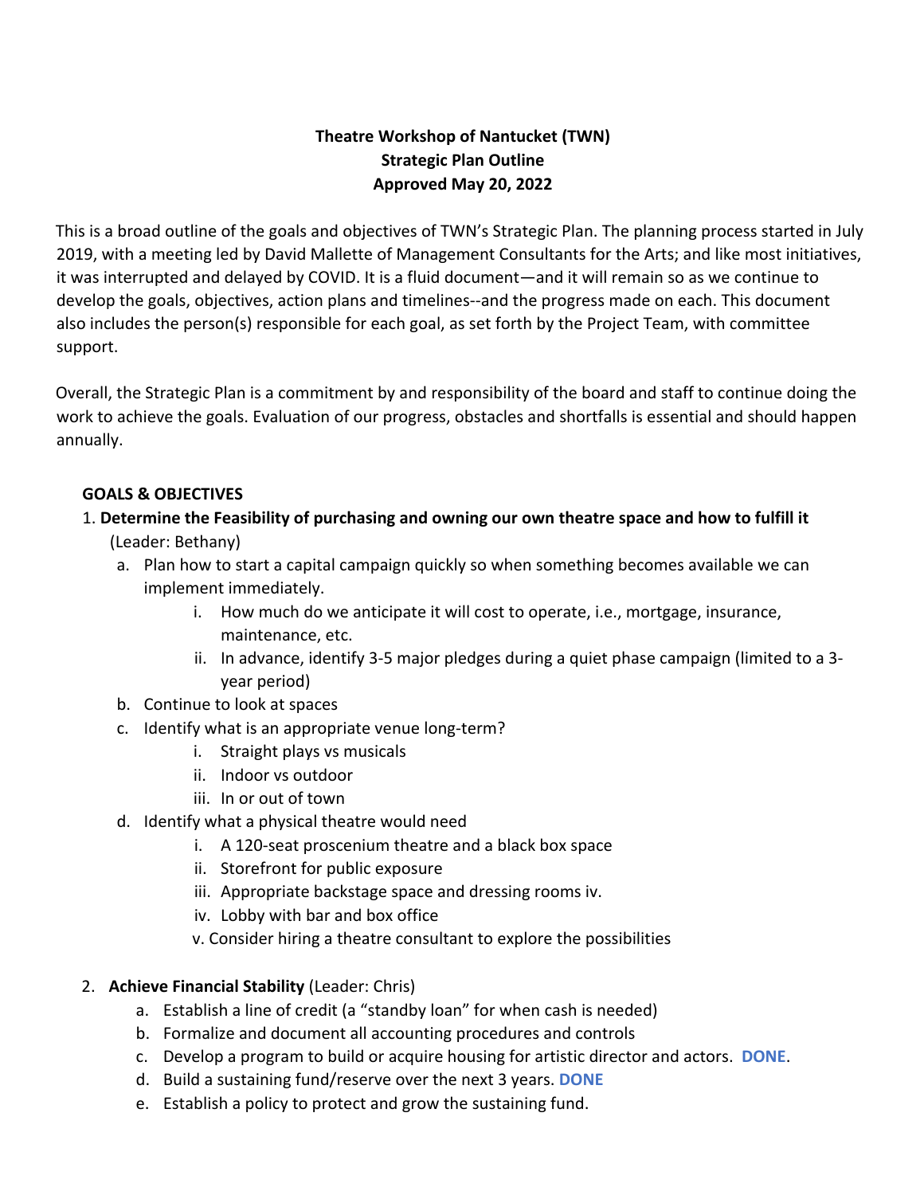**Theatre Workshop of Nantucket (TWN)**
**Strategic Plan Outline**
**Approved May 20, 2022**

This is a broad outline of the goals and objectives of TWN's Strategic Plan. The planning process started in July 2019, with a meeting led by David Mallette of Management Consultants for the Arts; and like most initiatives, it was interrupted and delayed by COVID. It is a fluid document—and it will remain so as we continue to develop the goals, objectives, action plans and timelines--and the progress made on each. This document also includes the person(s) responsible for each goal, as set forth by the Project Team, with committee support.

Overall, the Strategic Plan is a commitment by and responsibility of the board and staff to continue doing the work to achieve the goals. Evaluation of our progress, obstacles and shortfalls is essential and should happen annually.

**GOALS & OBJECTIVES**

1. **Determine the Feasibility of purchasing and owning our own theatre space and how to fulfill it** (Leader: Bethany)
   a. Plan how to start a capital campaign quickly so when something becomes available we can implement immediately.
      i. How much do we anticipate it will cost to operate, i.e., mortgage, insurance, maintenance, etc.
      ii. In advance, identify 3-5 major pledges during a quiet phase campaign (limited to a 3-year period)
   b. Continue to look at spaces
   c. Identify what is an appropriate venue long-term?
      i. Straight plays vs musicals
      ii. Indoor vs outdoor
      iii. In or out of town
   d. Identify what a physical theatre would need
      i. A 120-seat proscenium theatre and a black box space
      ii. Storefront for public exposure
      iii. Appropriate backstage space and dressing rooms iv.
      iv. Lobby with bar and box office
      v. Consider hiring a theatre consultant to explore the possibilities

2. **Achieve Financial Stability** (Leader: Chris)
   a. Establish a line of credit (a "standby loan" for when cash is needed)
   b. Formalize and document all accounting procedures and controls
   c. Develop a program to build or acquire housing for artistic director and actors. **DONE**.
   d. Build a sustaining fund/reserve over the next 3 years. **DONE**
   e. Establish a policy to protect and grow the sustaining fund.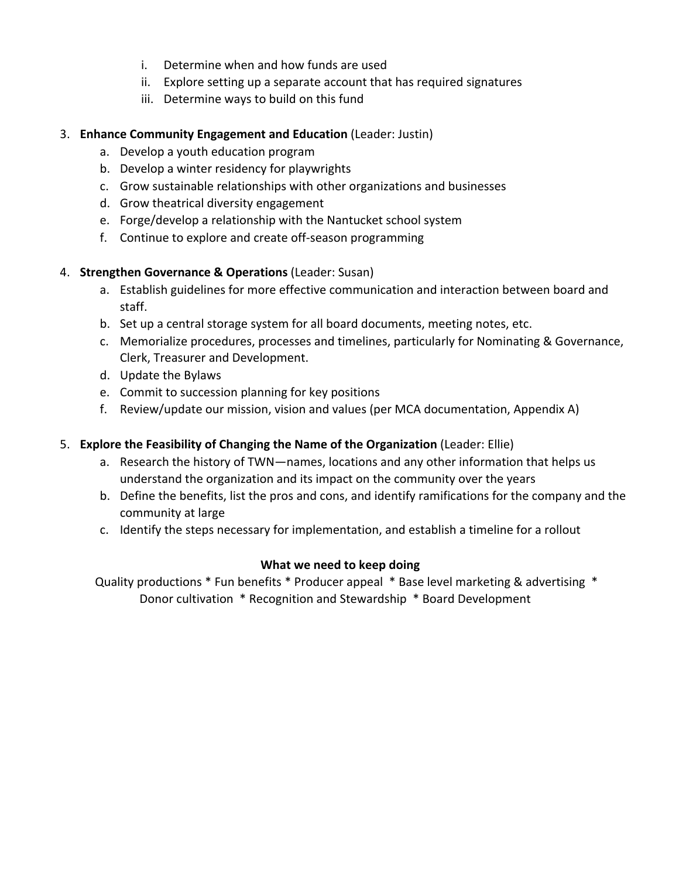i. Determine when and how funds are used
   ii. Explore setting up a separate account that has required signatures
   iii. Determine ways to build on this fund

3. **Enhance Community Engagement and Education** (Leader: Justin)
   a. Develop a youth education program
   b. Develop a winter residency for playwrights
   c. Grow sustainable relationships with other organizations and businesses
   d. Grow theatrical diversity engagement
   e. Forge/develop a relationship with the Nantucket school system
   f. Continue to explore and create off-season programming

4. **Strengthen Governance & Operations** (Leader: Susan)
   a. Establish guidelines for more effective communication and interaction between board and staff.
   b. Set up a central storage system for all board documents, meeting notes, etc.
   c. Memorialize procedures, processes and timelines, particularly for Nominating & Governance, Clerk, Treasurer and Development.
   d. Update the Bylaws
   e. Commit to succession planning for key positions
   f. Review/update our mission, vision and values (per MCA documentation, Appendix A)

5. **Explore the Feasibility of Changing the Name of the Organization** (Leader: Ellie)
   a. Research the history of TWN—names, locations and any other information that helps us understand the organization and its impact on the community over the years
   b. Define the benefits, list the pros and cons, and identify ramifications for the company and the community at large
   c. Identify the steps necessary for implementation, and establish a timeline for a rollout

**What we need to keep doing**

Quality productions * Fun benefits * Producer appeal * Base level marketing & advertising * Donor cultivation * Recognition and Stewardship * Board Development